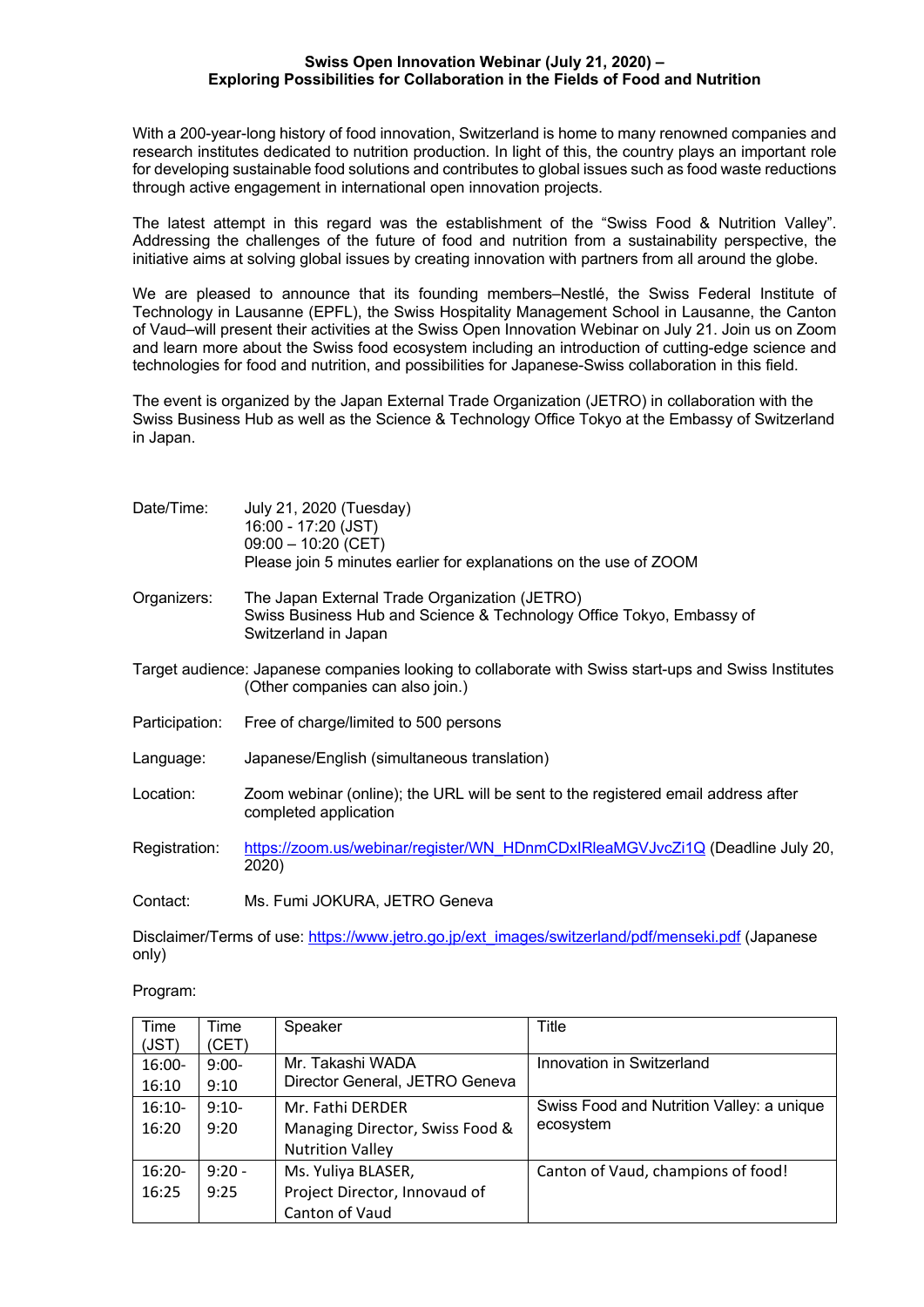**Swiss Open Innovation Webinar (July 21, 2020) –**
**Exploring Possibilities for Collaboration in the Fields of Food and Nutrition**

With a 200-year-long history of food innovation, Switzerland is home to many renowned companies and research institutes dedicated to nutrition production. In light of this, the country plays an important role for developing sustainable food solutions and contributes to global issues such as food waste reductions through active engagement in international open innovation projects.

The latest attempt in this regard was the establishment of the “Swiss Food & Nutrition Valley”. Addressing the challenges of the future of food and nutrition from a sustainability perspective, the initiative aims at solving global issues by creating innovation with partners from all around the globe.

We are pleased to announce that its founding members–Nestlé, the Swiss Federal Institute of Technology in Lausanne (EPFL), the Swiss Hospitality Management School in Lausanne, the Canton of Vaud–will present their activities at the Swiss Open Innovation Webinar on July 21. Join us on Zoom and learn more about the Swiss food ecosystem including an introduction of cutting-edge science and technologies for food and nutrition, and possibilities for Japanese-Swiss collaboration in this field.

The event is organized by the Japan External Trade Organization (JETRO) in collaboration with the Swiss Business Hub as well as the Science & Technology Office Tokyo at the Embassy of Switzerland in Japan.

Date/Time: July 21, 2020 (Tuesday)
16:00 - 17:20 (JST)
09:00 – 10:20 (CET)
Please join 5 minutes earlier for explanations on the use of ZOOM

Organizers: The Japan External Trade Organization (JETRO)
Swiss Business Hub and Science & Technology Office Tokyo, Embassy of Switzerland in Japan

Target audience: Japanese companies looking to collaborate with Swiss start-ups and Swiss Institutes (Other companies can also join.)

Participation: Free of charge/limited to 500 persons

Language: Japanese/English (simultaneous translation)

Location: Zoom webinar (online); the URL will be sent to the registered email address after completed application

Registration: https://zoom.us/webinar/register/WN_HDnmCDxIRleaMGVJvcZi1Q (Deadline July 20, 2020)

Contact: Ms. Fumi JOKURA, JETRO Geneva

Disclaimer/Terms of use: https://www.jetro.go.jp/ext_images/switzerland/pdf/menseki.pdf (Japanese only)

Program:

| Time (JST) | Time (CET) | Speaker | Title |
|---|---|---|---|
| 16:00-16:10 | 9:00-9:10 | Mr. Takashi WADA<br>Director General, JETRO Geneva | Innovation in Switzerland |
| 16:10-16:20 | 9:10-9:20 | Mr. Fathi DERDER<br>Managing Director, Swiss Food & Nutrition Valley | Swiss Food and Nutrition Valley: a unique ecosystem |
| 16:20-16:25 | 9:20 - 9:25 | Ms. Yuliya BLASER,<br>Project Director, Innovaud of Canton of Vaud | Canton of Vaud, champions of food! |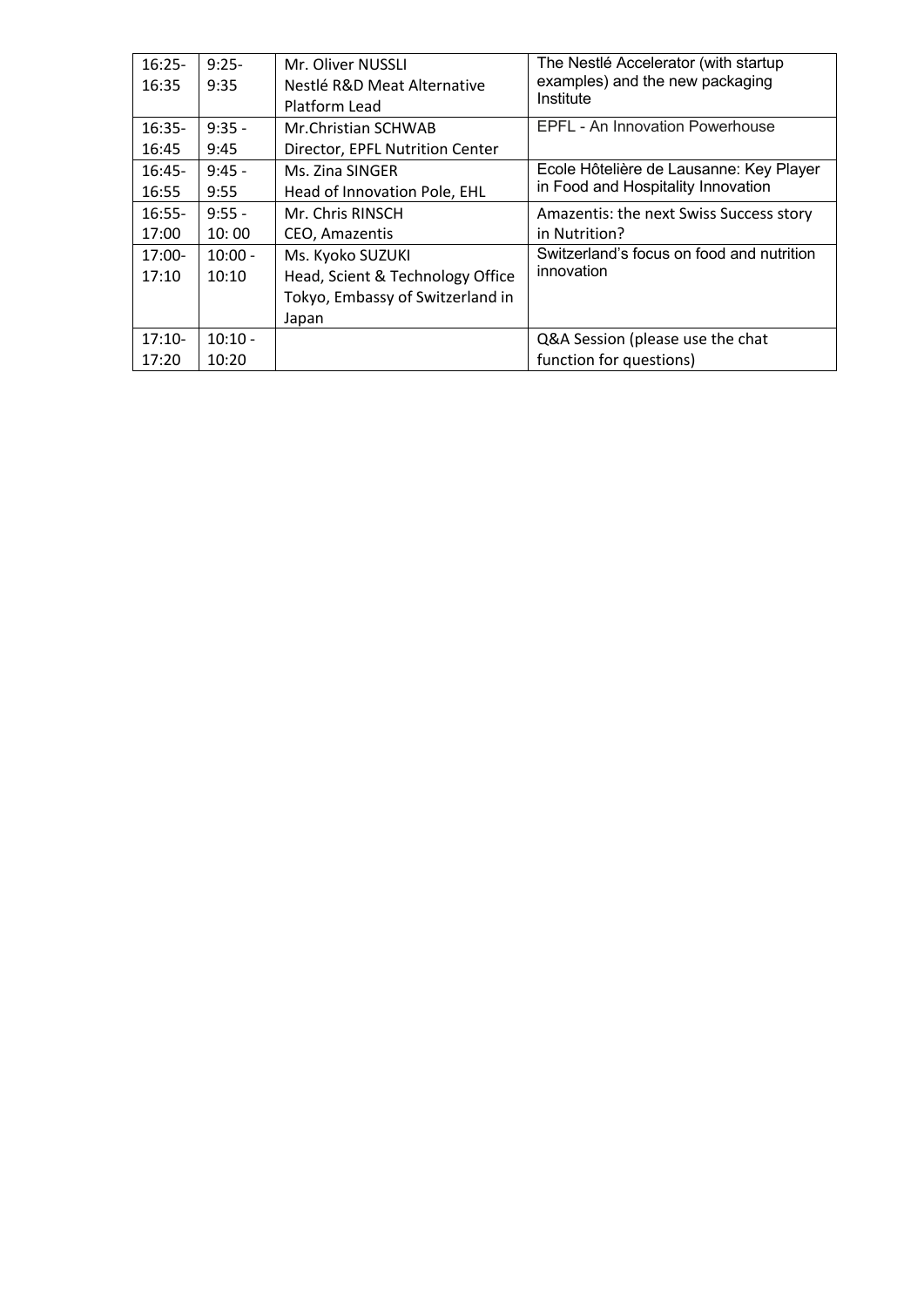| | | | |
|---|---|---|---|
| 16:25-16:35 | 9:25-9:35 | Mr. Oliver NUSSLI<br>Nestlé R&D Meat Alternative Platform Lead | The Nestlé Accelerator (with startup examples) and the new packaging Institute |
| 16:35-16:45 | 9:35 - 9:45 | Mr.Christian SCHWAB<br>Director, EPFL Nutrition Center | EPFL - An Innovation Powerhouse |
| 16:45-16:55 | 9:45 - 9:55 | Ms. Zina SINGER<br>Head of Innovation Pole, EHL | Ecole Hôtelière de Lausanne: Key Player in Food and Hospitality Innovation |
| 16:55-17:00 | 9:55 - 10: 00 | Mr. Chris RINSCH<br>CEO, Amazentis | Amazentis: the next Swiss Success story in Nutrition? |
| 17:00-17:10 | 10:00 - 10:10 | Ms. Kyoko SUZUKI<br>Head, Scient & Technology Office Tokyo, Embassy of Switzerland in Japan | Switzerland's focus on food and nutrition innovation |
| 17:10-17:20 | 10:10 - 10:20 | | Q&A Session (please use the chat function for questions) |